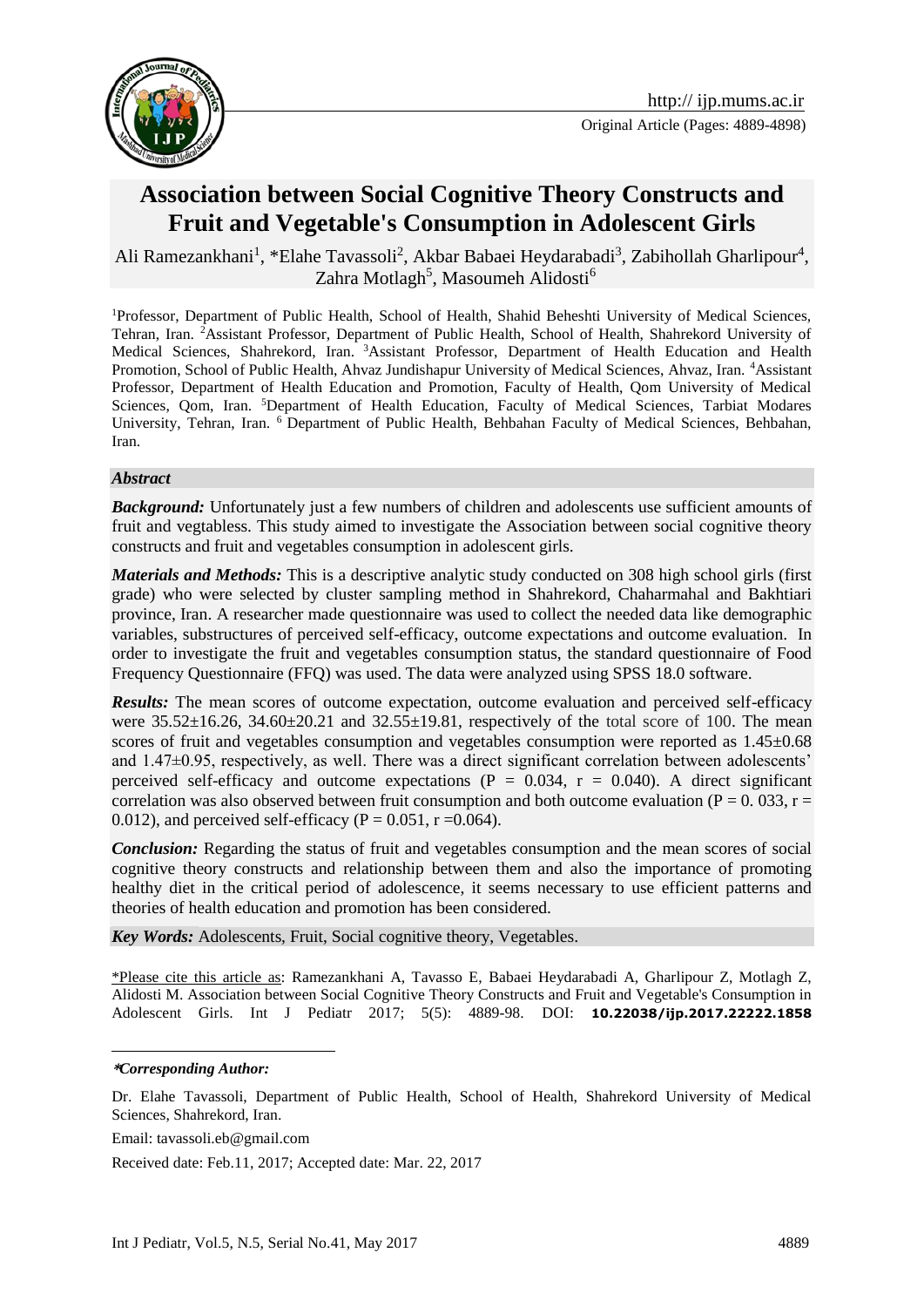# Association between Social Cognitive Theory Constructs and Fruit and Vegetable's Consumption in Adolescent Girls

Ali Ramezankhani[1], *Elahe Tavassoli[2], Akbar Babaei Heydarabadi[3], Zabihollah Gharlipour[4], Zahra Motlagh[5], Masoumeh Alidosti[6]

[1]Professor, Department of Public Health, School of Health, Shahid Beheshti University of Medical Sciences, Tehran, Iran. [2]Assistant Professor, Department of Public Health, School of Health, Shahrekord University of Medical Sciences, Shahrekord, Iran. [3]Assistant Professor, Department of Health Education and Health Promotion, School of Public Health, Ahvaz Jundishapur University of Medical Sciences, Ahvaz, Iran. [4]Assistant Professor, Department of Health Education and Promotion, Faculty of Health, Qom University of Medical Sciences, Qom, Iran. [5]Department of Health Education, Faculty of Medical Sciences, Tarbiat Modares University, Tehran, Iran. [6] Department of Public Health, Behbahan Faculty of Medical Sciences, Behbahan, Iran.

### *Abstract*

***Background:*** Unfortunately just a few numbers of children and adolescents use sufficient amounts of fruit and vegtabless. This study aimed to investigate the Association between social cognitive theory constructs and fruit and vegetables consumption in adolescent girls.

***Materials and Methods:*** This is a descriptive analytic study conducted on 308 high school girls (first grade) who were selected by cluster sampling method in Shahrekord, Chaharmahal and Bakhtiari province, Iran. A researcher made questionnaire was used to collect the needed data like demographic variables, substructures of perceived self-efficacy, outcome expectations and outcome evaluation. In order to investigate the fruit and vegetables consumption status, the standard questionnaire of Food Frequency Questionnaire (FFQ) was used. The data were analyzed using SPSS 18.0 software.

***Results:*** The mean scores of outcome expectation, outcome evaluation and perceived self-efficacy were 35.52±16.26, 34.60±20.21 and 32.55±19.81, respectively of the total score of 100. The mean scores of fruit and vegetables consumption and vegetables consumption were reported as 1.45±0.68 and 1.47±0.95, respectively, as well. There was a direct significant correlation between adolescents' perceived self-efficacy and outcome expectations ($P = 0.034$, $r = 0.040$). A direct significant correlation was also observed between fruit consumption and both outcome evaluation ($P = 0.033$, $r = 0.012$), and perceived self-efficacy ($P = 0.051$, $r = 0.064$).

***Conclusion:*** Regarding the status of fruit and vegetables consumption and the mean scores of social cognitive theory constructs and relationship between them and also the importance of promoting healthy diet in the critical period of adolescence, it seems necessary to use efficient patterns and theories of health education and promotion has been considered.

***Key Words:*** Adolescents, Fruit, Social cognitive theory, Vegetables.

\*Please cite this article as: Ramezankhani A, Tavasso E, Babaei Heydarabadi A, Gharlipour Z, Motlagh Z, Alidosti M. Association between Social Cognitive Theory Constructs and Fruit and Vegetable's Consumption in Adolescent Girls. Int J Pediatr 2017; 5(5): 4889-98. DOI: **10.22038/ijp.2017.22222.1858**

---

***\*Corresponding Author:***

Dr. Elahe Tavassoli, Department of Public Health, School of Health, Shahrekord University of Medical Sciences, Shahrekord, Iran.

Email: tavassoli.eb@gmail.com

Received date: Feb.11, 2017; Accepted date: Mar. 22, 2017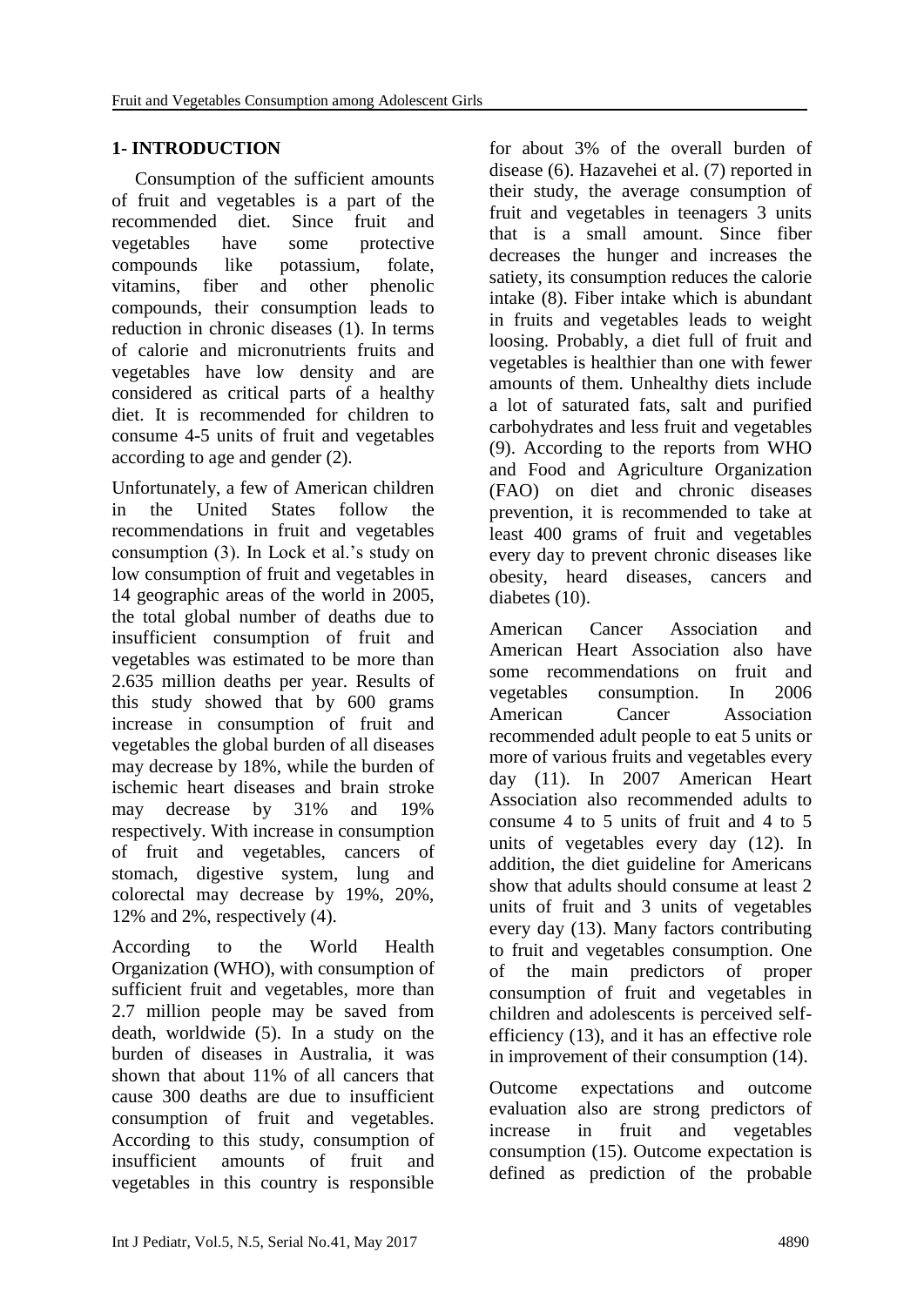## 1- INTRODUCTION

Consumption of the sufficient amounts of fruit and vegetables is a part of the recommended diet. Since fruit and vegetables have some protective compounds like potassium, folate, vitamins, fiber and other phenolic compounds, their consumption leads to reduction in chronic diseases (1). In terms of calorie and micronutrients fruits and vegetables have low density and are considered as critical parts of a healthy diet. It is recommended for children to consume 4-5 units of fruit and vegetables according to age and gender (2).

Unfortunately, a few of American children in the United States follow the recommendations in fruit and vegetables consumption (3). In Lock et al.'s study on low consumption of fruit and vegetables in 14 geographic areas of the world in 2005, the total global number of deaths due to insufficient consumption of fruit and vegetables was estimated to be more than 2.635 million deaths per year. Results of this study showed that by 600 grams increase in consumption of fruit and vegetables the global burden of all diseases may decrease by 18%, while the burden of ischemic heart diseases and brain stroke may decrease by 31% and 19% respectively. With increase in consumption of fruit and vegetables, cancers of stomach, digestive system, lung and colorectal may decrease by 19%, 20%, 12% and 2%, respectively (4).

According to the World Health Organization (WHO), with consumption of sufficient fruit and vegetables, more than 2.7 million people may be saved from death, worldwide (5). In a study on the burden of diseases in Australia, it was shown that about 11% of all cancers that cause 300 deaths are due to insufficient consumption of fruit and vegetables. According to this study, consumption of insufficient amounts of fruit and vegetables in this country is responsible for about 3% of the overall burden of disease (6). Hazavehei et al. (7) reported in their study, the average consumption of fruit and vegetables in teenagers 3 units that is a small amount. Since fiber decreases the hunger and increases the satiety, its consumption reduces the calorie intake (8). Fiber intake which is abundant in fruits and vegetables leads to weight loosing. Probably, a diet full of fruit and vegetables is healthier than one with fewer amounts of them. Unhealthy diets include a lot of saturated fats, salt and purified carbohydrates and less fruit and vegetables (9). According to the reports from WHO and Food and Agriculture Organization (FAO) on diet and chronic diseases prevention, it is recommended to take at least 400 grams of fruit and vegetables every day to prevent chronic diseases like obesity, heard diseases, cancers and diabetes (10).

American Cancer Association and American Heart Association also have some recommendations on fruit and vegetables consumption. In 2006 American Cancer Association recommended adult people to eat 5 units or more of various fruits and vegetables every day (11). In 2007 American Heart Association also recommended adults to consume 4 to 5 units of fruit and 4 to 5 units of vegetables every day (12). In addition, the diet guideline for Americans show that adults should consume at least 2 units of fruit and 3 units of vegetables every day (13). Many factors contributing to fruit and vegetables consumption. One of the main predictors of proper consumption of fruit and vegetables in children and adolescents is perceived self-efficiency (13), and it has an effective role in improvement of their consumption (14).

Outcome expectations and outcome evaluation also are strong predictors of increase in fruit and vegetables consumption (15). Outcome expectation is defined as prediction of the probable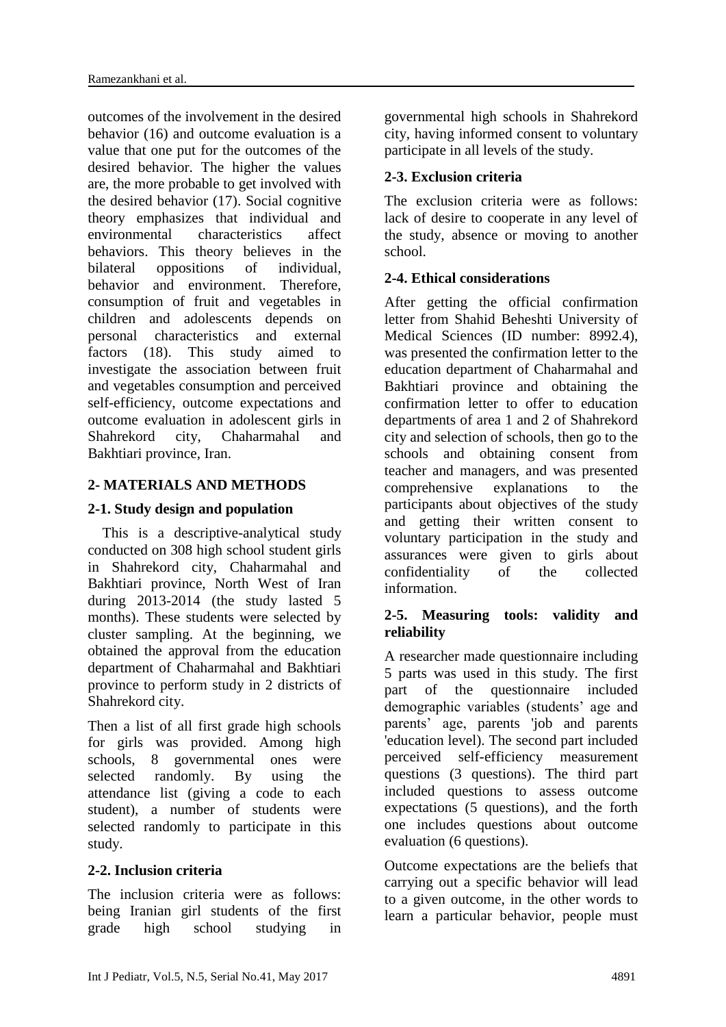outcomes of the involvement in the desired behavior (16) and outcome evaluation is a value that one put for the outcomes of the desired behavior. The higher the values are, the more probable to get involved with the desired behavior (17). Social cognitive theory emphasizes that individual and environmental characteristics affect behaviors. This theory believes in the bilateral oppositions of individual, behavior and environment. Therefore, consumption of fruit and vegetables in children and adolescents depends on personal characteristics and external factors (18). This study aimed to investigate the association between fruit and vegetables consumption and perceived self-efficiency, outcome expectations and outcome evaluation in adolescent girls in Shahrekord city, Chaharmahal and Bakhtiari province, Iran.

## 2- MATERIALS AND METHODS

### 2-1. Study design and population

This is a descriptive-analytical study conducted on 308 high school student girls in Shahrekord city, Chaharmahal and Bakhtiari province, North West of Iran during 2013-2014 (the study lasted 5 months). These students were selected by cluster sampling. At the beginning, we obtained the approval from the education department of Chaharmahal and Bakhtiari province to perform study in 2 districts of Shahrekord city.

Then a list of all first grade high schools for girls was provided. Among high schools, 8 governmental ones were selected randomly. By using the attendance list (giving a code to each student), a number of students were selected randomly to participate in this study.

### 2-2. Inclusion criteria

The inclusion criteria were as follows: being Iranian girl students of the first grade high school studying in governmental high schools in Shahrekord city, having informed consent to voluntary participate in all levels of the study.

### 2-3. Exclusion criteria

The exclusion criteria were as follows: lack of desire to cooperate in any level of the study, absence or moving to another school.

### 2-4. Ethical considerations

After getting the official confirmation letter from Shahid Beheshti University of Medical Sciences (ID number: 8992.4), was presented the confirmation letter to the education department of Chaharmahal and Bakhtiari province and obtaining the confirmation letter to offer to education departments of area 1 and 2 of Shahrekord city and selection of schools, then go to the schools and obtaining consent from teacher and managers, and was presented comprehensive explanations to the participants about objectives of the study and getting their written consent to voluntary participation in the study and assurances were given to girls about confidentiality of the collected information.

### 2-5. Measuring tools: validity and reliability

A researcher made questionnaire including 5 parts was used in this study. The first part of the questionnaire included demographic variables (students' age and parents' age, parents 'job and parents 'education level). The second part included perceived self-efficiency measurement questions (3 questions). The third part included questions to assess outcome expectations (5 questions), and the forth one includes questions about outcome evaluation (6 questions).

Outcome expectations are the beliefs that carrying out a specific behavior will lead to a given outcome, in the other words to learn a particular behavior, people must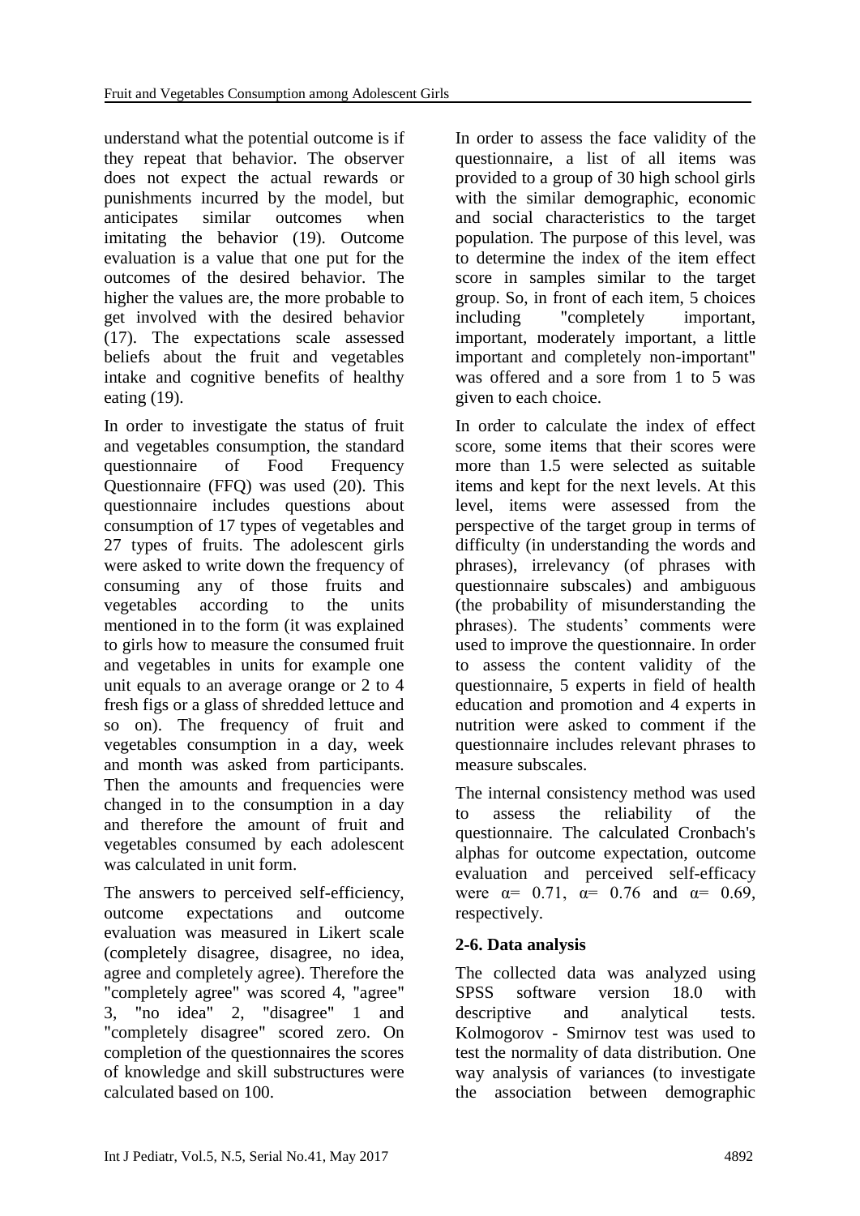understand what the potential outcome is if they repeat that behavior. The observer does not expect the actual rewards or punishments incurred by the model, but anticipates similar outcomes when imitating the behavior (19). Outcome evaluation is a value that one put for the outcomes of the desired behavior. The higher the values are, the more probable to get involved with the desired behavior (17). The expectations scale assessed beliefs about the fruit and vegetables intake and cognitive benefits of healthy eating (19).

In order to investigate the status of fruit and vegetables consumption, the standard questionnaire of Food Frequency Questionnaire (FFQ) was used (20). This questionnaire includes questions about consumption of 17 types of vegetables and 27 types of fruits. The adolescent girls were asked to write down the frequency of consuming any of those fruits and vegetables according to the units mentioned in to the form (it was explained to girls how to measure the consumed fruit and vegetables in units for example one unit equals to an average orange or 2 to 4 fresh figs or a glass of shredded lettuce and so on). The frequency of fruit and vegetables consumption in a day, week and month was asked from participants. Then the amounts and frequencies were changed in to the consumption in a day and therefore the amount of fruit and vegetables consumed by each adolescent was calculated in unit form.

The answers to perceived self-efficiency, outcome expectations and outcome evaluation was measured in Likert scale (completely disagree, disagree, no idea, agree and completely agree). Therefore the "completely agree" was scored 4, "agree" 3, "no idea" 2, "disagree" 1 and "completely disagree" scored zero. On completion of the questionnaires the scores of knowledge and skill substructures were calculated based on 100.

In order to assess the face validity of the questionnaire, a list of all items was provided to a group of 30 high school girls with the similar demographic, economic and social characteristics to the target population. The purpose of this level, was to determine the index of the item effect score in samples similar to the target group. So, in front of each item, 5 choices including "completely important, important, moderately important, a little important and completely non-important" was offered and a sore from 1 to 5 was given to each choice.

In order to calculate the index of effect score, some items that their scores were more than 1.5 were selected as suitable items and kept for the next levels. At this level, items were assessed from the perspective of the target group in terms of difficulty (in understanding the words and phrases), irrelevancy (of phrases with questionnaire subscales) and ambiguous (the probability of misunderstanding the phrases). The students' comments were used to improve the questionnaire. In order to assess the content validity of the questionnaire, 5 experts in field of health education and promotion and 4 experts in nutrition were asked to comment if the questionnaire includes relevant phrases to measure subscales.

The internal consistency method was used to assess the reliability of the questionnaire. The calculated Cronbach's alphas for outcome expectation, outcome evaluation and perceived self-efficacy were $\alpha = 0.71$, $\alpha = 0.76$ and $\alpha = 0.69$, respectively.

### 2-6. Data analysis

The collected data was analyzed using SPSS software version 18.0 with descriptive and analytical tests. Kolmogorov - Smirnov test was used to test the normality of data distribution. One way analysis of variances (to investigate the association between demographic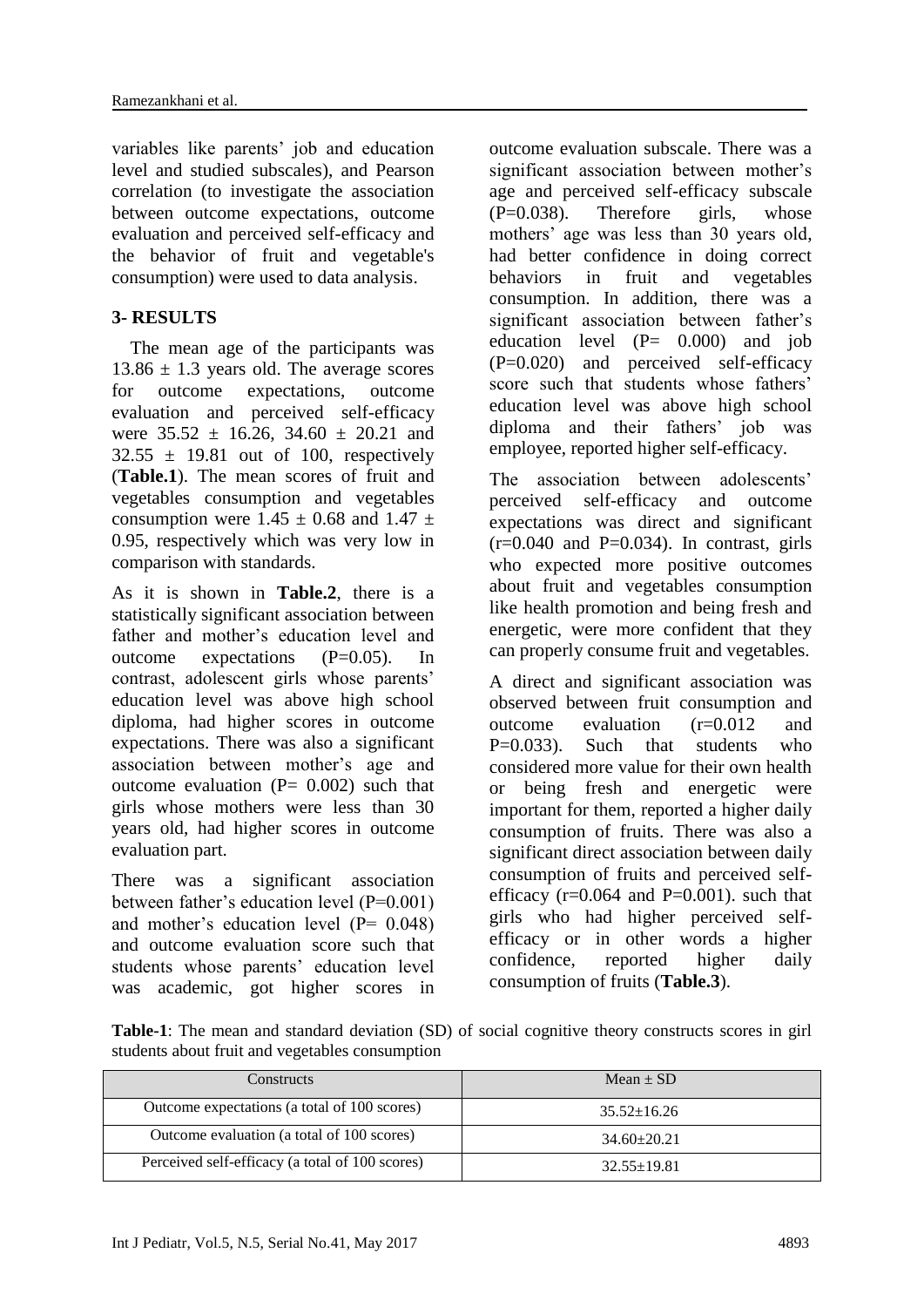variables like parents' job and education level and studied subscales), and Pearson correlation (to investigate the association between outcome expectations, outcome evaluation and perceived self-efficacy and the behavior of fruit and vegetable's consumption) were used to data analysis.

## 3- RESULTS

The mean age of the participants was 13.86 ± 1.3 years old. The average scores for outcome expectations, outcome evaluation and perceived self-efficacy were 35.52 ± 16.26, 34.60 ± 20.21 and 32.55 ± 19.81 out of 100, respectively (**Table.1**). The mean scores of fruit and vegetables consumption and vegetables consumption were 1.45 ± 0.68 and 1.47 ± 0.95, respectively which was very low in comparison with standards.

As it is shown in **Table.2**, there is a statistically significant association between father and mother's education level and outcome expectations (P=0.05). In contrast, adolescent girls whose parents' education level was above high school diploma, had higher scores in outcome expectations. There was also a significant association between mother's age and outcome evaluation (P= 0.002) such that girls whose mothers were less than 30 years old, had higher scores in outcome evaluation part.

There was a significant association between father's education level (P=0.001) and mother's education level (P= 0.048) and outcome evaluation score such that students whose parents' education level was academic, got higher scores in outcome evaluation subscale. There was a significant association between mother's age and perceived self-efficacy subscale (P=0.038). Therefore girls, whose mothers' age was less than 30 years old, had better confidence in doing correct behaviors in fruit and vegetables consumption. In addition, there was a significant association between father's education level (P= 0.000) and job (P=0.020) and perceived self-efficacy score such that students whose fathers' education level was above high school diploma and their fathers' job was employee, reported higher self-efficacy.

The association between adolescents' perceived self-efficacy and outcome expectations was direct and significant (r=0.040 and P=0.034). In contrast, girls who expected more positive outcomes about fruit and vegetables consumption like health promotion and being fresh and energetic, were more confident that they can properly consume fruit and vegetables.

A direct and significant association was observed between fruit consumption and outcome evaluation (r=0.012 and P=0.033). Such that students who considered more value for their own health or being fresh and energetic were important for them, reported a higher daily consumption of fruits. There was also a significant direct association between daily consumption of fruits and perceived self-efficacy (r=0.064 and P=0.001). such that girls who had higher perceived self-efficacy or in other words a higher confidence, reported higher daily consumption of fruits (**Table.3**).

**Table-1**: The mean and standard deviation (SD) of social cognitive theory constructs scores in girl students about fruit and vegetables consumption

| Constructs | Mean ± SD |
|---|---|
| Outcome expectations (a total of 100 scores) | 35.52±16.26 |
| Outcome evaluation (a total of 100 scores) | 34.60±20.21 |
| Perceived self-efficacy (a total of 100 scores) | 32.55±19.81 |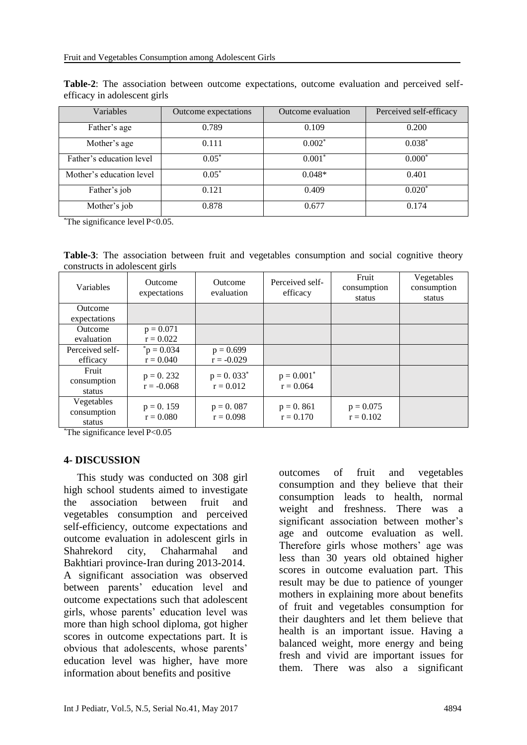**Table-2**: The association between outcome expectations, outcome evaluation and perceived self-efficacy in adolescent girls

| Variables | Outcome expectations | Outcome evaluation | Perceived self-efficacy |
|---|---|---|---|
| Father's age | 0.789 | 0.109 | 0.200 |
| Mother's age | 0.111 | 0.002* | 0.038* |
| Father's education level | 0.05* | 0.001* | 0.000* |
| Mother's education level | 0.05* | 0.048* | 0.401 |
| Father's job | 0.121 | 0.409 | 0.020* |
| Mother's job | 0.878 | 0.677 | 0.174 |

*The significance level P<0.05.

**Table-3**: The association between fruit and vegetables consumption and social cognitive theory constructs in adolescent girls

| Variables | Outcome expectations | Outcome evaluation | Perceived self-efficacy | Fruit consumption status | Vegetables consumption status |
|---|---|---|---|---|---|
| Outcome expectations | | | | | |
| Outcome evaluation | p = 0.071<br>r = 0.022 | | | | |
| Perceived self-efficacy | *p = 0.034<br>r = 0.040 | p = 0.699<br>r = -0.029 | | | |
| Fruit consumption status | p = 0. 232<br>r = -0.068 | p = 0. 033*<br>r = 0.012 | p = 0.001*<br>r = 0.064 | | |
| Vegetables consumption status | p = 0. 159<br>r = 0.080 | p = 0. 087<br>r = 0.098 | p = 0. 861<br>r = 0.170 | p = 0.075<br>r = 0.102 | |

*The significance level P<0.05

## 4- DISCUSSION

This study was conducted on 308 girl high school students aimed to investigate the association between fruit and vegetables consumption and perceived self-efficiency, outcome expectations and outcome evaluation in adolescent girls in Shahrekord city, Chaharmahal and Bakhtiari province-Iran during 2013-2014. A significant association was observed between parents' education level and outcome expectations such that adolescent girls, whose parents' education level was more than high school diploma, got higher scores in outcome expectations part. It is obvious that adolescents, whose parents' education level was higher, have more information about benefits and positive outcomes of fruit and vegetables consumption and they believe that their consumption leads to health, normal weight and freshness. There was a significant association between mother's age and outcome evaluation as well. Therefore girls whose mothers' age was less than 30 years old obtained higher scores in outcome evaluation part. This result may be due to patience of younger mothers in explaining more about benefits of fruit and vegetables consumption for their daughters and let them believe that health is an important issue. Having a balanced weight, more energy and being fresh and vivid are important issues for them. There was also a significant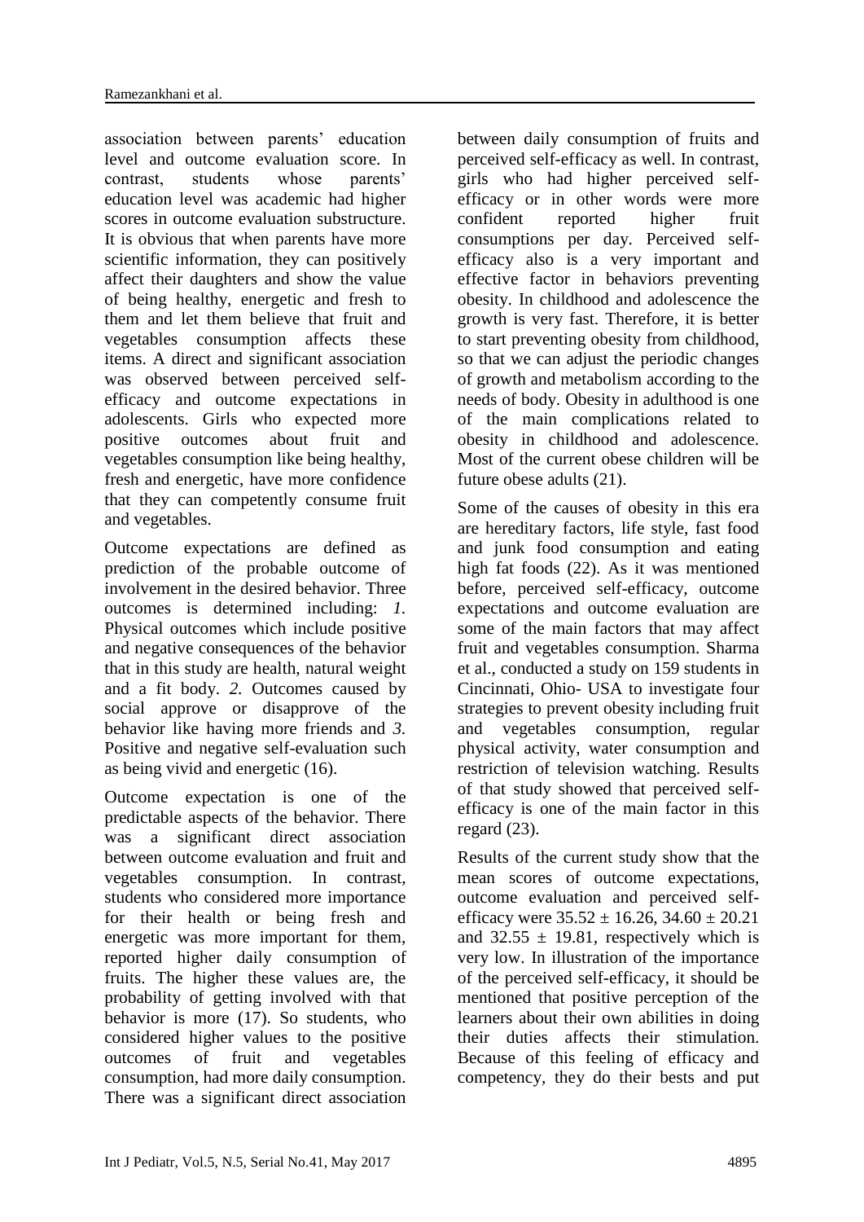association between parents' education level and outcome evaluation score. In contrast, students whose parents' education level was academic had higher scores in outcome evaluation substructure. It is obvious that when parents have more scientific information, they can positively affect their daughters and show the value of being healthy, energetic and fresh to them and let them believe that fruit and vegetables consumption affects these items. A direct and significant association was observed between perceived self-efficacy and outcome expectations in adolescents. Girls who expected more positive outcomes about fruit and vegetables consumption like being healthy, fresh and energetic, have more confidence that they can competently consume fruit and vegetables.

Outcome expectations are defined as prediction of the probable outcome of involvement in the desired behavior. Three outcomes is determined including: *1.* Physical outcomes which include positive and negative consequences of the behavior that in this study are health, natural weight and a fit body. *2.* Outcomes caused by social approve or disapprove of the behavior like having more friends and *3.* Positive and negative self-evaluation such as being vivid and energetic (16).

Outcome expectation is one of the predictable aspects of the behavior. There was a significant direct association between outcome evaluation and fruit and vegetables consumption. In contrast, students who considered more importance for their health or being fresh and energetic was more important for them, reported higher daily consumption of fruits. The higher these values are, the probability of getting involved with that behavior is more (17). So students, who considered higher values to the positive outcomes of fruit and vegetables consumption, had more daily consumption. There was a significant direct association between daily consumption of fruits and perceived self-efficacy as well. In contrast, girls who had higher perceived self-efficacy or in other words were more confident reported higher fruit consumptions per day. Perceived self-efficacy also is a very important and effective factor in behaviors preventing obesity. In childhood and adolescence the growth is very fast. Therefore, it is better to start preventing obesity from childhood, so that we can adjust the periodic changes of growth and metabolism according to the needs of body. Obesity in adulthood is one of the main complications related to obesity in childhood and adolescence. Most of the current obese children will be future obese adults (21).

Some of the causes of obesity in this era are hereditary factors, life style, fast food and junk food consumption and eating high fat foods (22). As it was mentioned before, perceived self-efficacy, outcome expectations and outcome evaluation are some of the main factors that may affect fruit and vegetables consumption. Sharma et al., conducted a study on 159 students in Cincinnati, Ohio- USA to investigate four strategies to prevent obesity including fruit and vegetables consumption, regular physical activity, water consumption and restriction of television watching. Results of that study showed that perceived self-efficacy is one of the main factor in this regard (23).

Results of the current study show that the mean scores of outcome expectations, outcome evaluation and perceived self-efficacy were $35.52 \pm 16.26$, $34.60 \pm 20.21$ and $32.55 \pm 19.81$, respectively which is very low. In illustration of the importance of the perceived self-efficacy, it should be mentioned that positive perception of the learners about their own abilities in doing their duties affects their stimulation. Because of this feeling of efficacy and competency, they do their bests and put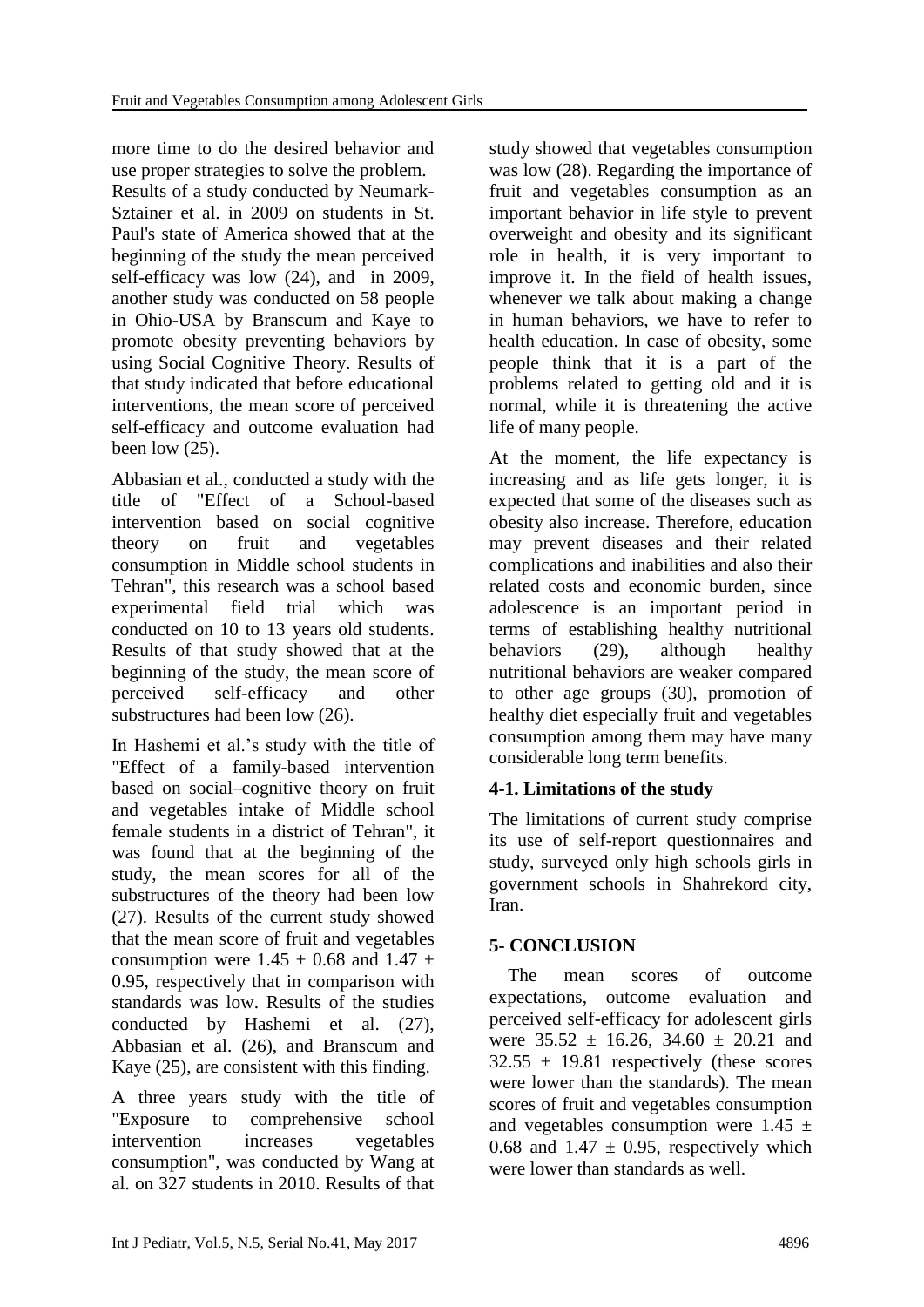more time to do the desired behavior and use proper strategies to solve the problem. Results of a study conducted by Neumark-Sztainer et al. in 2009 on students in St. Paul's state of America showed that at the beginning of the study the mean perceived self-efficacy was low (24), and in 2009, another study was conducted on 58 people in Ohio-USA by Branscum and Kaye to promote obesity preventing behaviors by using Social Cognitive Theory. Results of that study indicated that before educational interventions, the mean score of perceived self-efficacy and outcome evaluation had been low (25).

Abbasian et al., conducted a study with the title of "Effect of a School-based intervention based on social cognitive theory on fruit and vegetables consumption in Middle school students in Tehran", this research was a school based experimental field trial which was conducted on 10 to 13 years old students. Results of that study showed that at the beginning of the study, the mean score of perceived self-efficacy and other substructures had been low (26).

In Hashemi et al.'s study with the title of "Effect of a family-based intervention based on social–cognitive theory on fruit and vegetables intake of Middle school female students in a district of Tehran", it was found that at the beginning of the study, the mean scores for all of the substructures of the theory had been low (27). Results of the current study showed that the mean score of fruit and vegetables consumption were $1.45 \pm 0.68$ and $1.47 \pm 0.95$, respectively that in comparison with standards was low. Results of the studies conducted by Hashemi et al. (27), Abbasian et al. (26), and Branscum and Kaye (25), are consistent with this finding.

A three years study with the title of "Exposure to comprehensive school intervention increases vegetables consumption", was conducted by Wang at al. on 327 students in 2010. Results of that study showed that vegetables consumption was low (28). Regarding the importance of fruit and vegetables consumption as an important behavior in life style to prevent overweight and obesity and its significant role in health, it is very important to improve it. In the field of health issues, whenever we talk about making a change in human behaviors, we have to refer to health education. In case of obesity, some people think that it is a part of the problems related to getting old and it is normal, while it is threatening the active life of many people.

At the moment, the life expectancy is increasing and as life gets longer, it is expected that some of the diseases such as obesity also increase. Therefore, education may prevent diseases and their related complications and inabilities and also their related costs and economic burden, since adolescence is an important period in terms of establishing healthy nutritional behaviors (29), although healthy nutritional behaviors are weaker compared to other age groups (30), promotion of healthy diet especially fruit and vegetables consumption among them may have many considerable long term benefits.

### 4-1. Limitations of the study

The limitations of current study comprise its use of self-report questionnaires and study, surveyed only high schools girls in government schools in Shahrekord city, Iran.

## 5- CONCLUSION

The mean scores of outcome expectations, outcome evaluation and perceived self-efficacy for adolescent girls were $35.52 \pm 16.26$, $34.60 \pm 20.21$ and $32.55 \pm 19.81$ respectively (these scores were lower than the standards). The mean scores of fruit and vegetables consumption and vegetables consumption were $1.45 \pm 0.68$ and $1.47 \pm 0.95$, respectively which were lower than standards as well.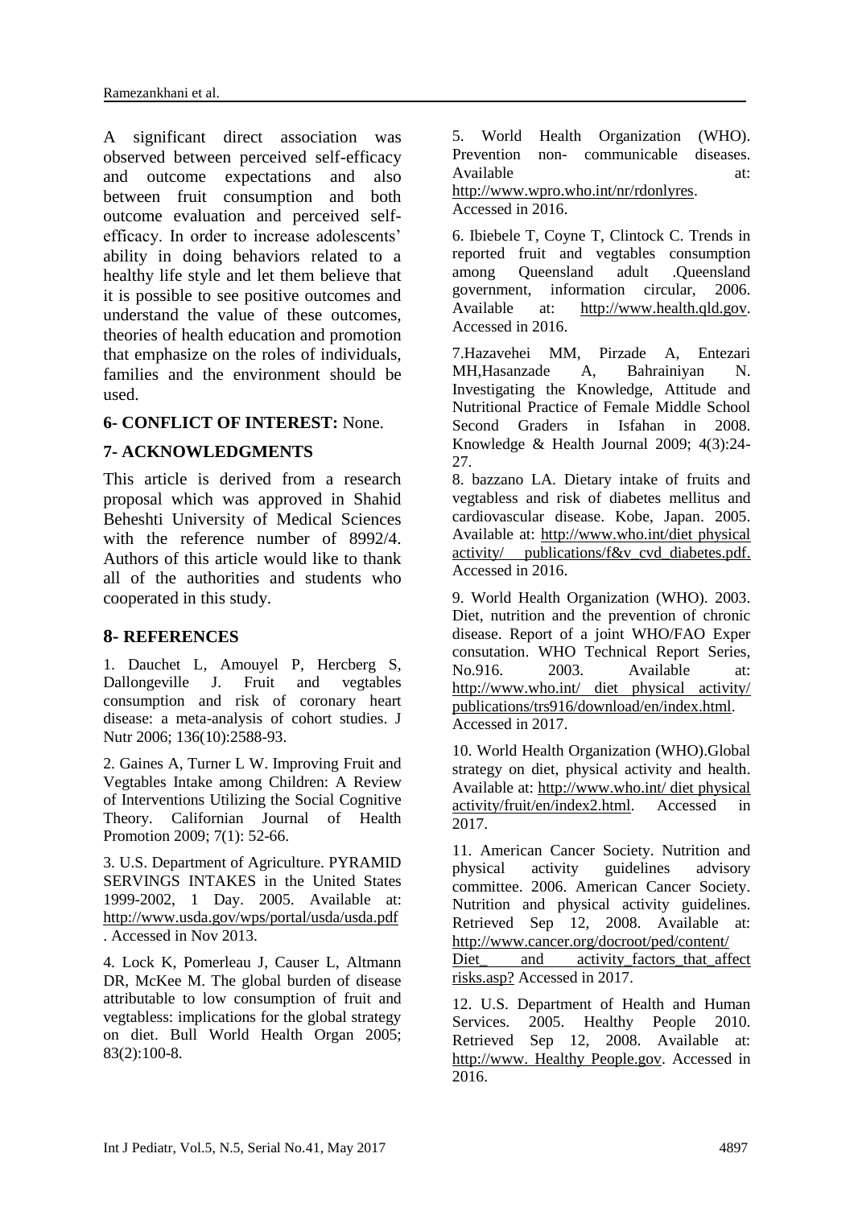A significant direct association was observed between perceived self-efficacy and outcome expectations and also between fruit consumption and both outcome evaluation and perceived self-efficacy. In order to increase adolescents' ability in doing behaviors related to a healthy life style and let them believe that it is possible to see positive outcomes and understand the value of these outcomes, theories of health education and promotion that emphasize on the roles of individuals, families and the environment should be used.

## 6- CONFLICT OF INTEREST: None.

## 7- ACKNOWLEDGMENTS

This article is derived from a research proposal which was approved in Shahid Beheshti University of Medical Sciences with the reference number of 8992/4. Authors of this article would like to thank all of the authorities and students who cooperated in this study.

## 8- REFERENCES

1. Dauchet L, Amouyel P, Hercberg S, Dallongeville J. Fruit and vegtables consumption and risk of coronary heart disease: a meta-analysis of cohort studies. J Nutr 2006; 136(10):2588-93.

2. Gaines A, Turner L W. Improving Fruit and Vegtables Intake among Children: A Review of Interventions Utilizing the Social Cognitive Theory. Californian Journal of Health Promotion 2009; 7(1): 52-66.

3. U.S. Department of Agriculture. PYRAMID SERVINGS INTAKES in the United States 1999-2002, 1 Day. 2005. Available at: http://www.usda.gov/wps/portal/usda/usda.pdf . Accessed in Nov 2013.

4. Lock K, Pomerleau J, Causer L, Altmann DR, McKee M. The global burden of disease attributable to low consumption of fruit and vegtabless: implications for the global strategy on diet. Bull World Health Organ 2005; 83(2):100-8.

5. World Health Organization (WHO). Prevention non- communicable diseases. Available at: http://www.wpro.who.int/nr/rdonlyres. Accessed in 2016.

6. Ibiebele T, Coyne T, Clintock C. Trends in reported fruit and vegtables consumption among Queensland adult .Queensland government, information circular, 2006. Available at: http://www.health.qld.gov. Accessed in 2016.

7.Hazavehei MM, Pirzade A, Entezari MH,Hasanzade A, Bahrainiyan N. Investigating the Knowledge, Attitude and Nutritional Practice of Female Middle School Second Graders in Isfahan in 2008. Knowledge & Health Journal 2009; 4(3):24-27.

8. bazzano LA. Dietary intake of fruits and vegtabless and risk of diabetes mellitus and cardiovascular disease. Kobe, Japan. 2005. Available at: http://www.who.int/diet physical activity/ publications/f&v_cvd_diabetes.pdf. Accessed in 2016.

9. World Health Organization (WHO). 2003. Diet, nutrition and the prevention of chronic disease. Report of a joint WHO/FAO Exper consutation. WHO Technical Report Series, No.916. 2003. Available at: http://www.who.int/ diet physical activity/ publications/trs916/download/en/index.html. Accessed in 2017.

10. World Health Organization (WHO).Global strategy on diet, physical activity and health. Available at: http://www.who.int/ diet physical activity/fruit/en/index2.html. Accessed in 2017.

11. American Cancer Society. Nutrition and physical activity guidelines advisory committee. 2006. American Cancer Society. Nutrition and physical activity guidelines. Retrieved Sep 12, 2008. Available at: http://www.cancer.org/docroot/ped/content/ Diet_ and activity_factors_that_affect risks.asp? Accessed in 2017.

12. U.S. Department of Health and Human Services. 2005. Healthy People 2010. Retrieved Sep 12, 2008. Available at: http://www. Healthy People.gov. Accessed in 2016.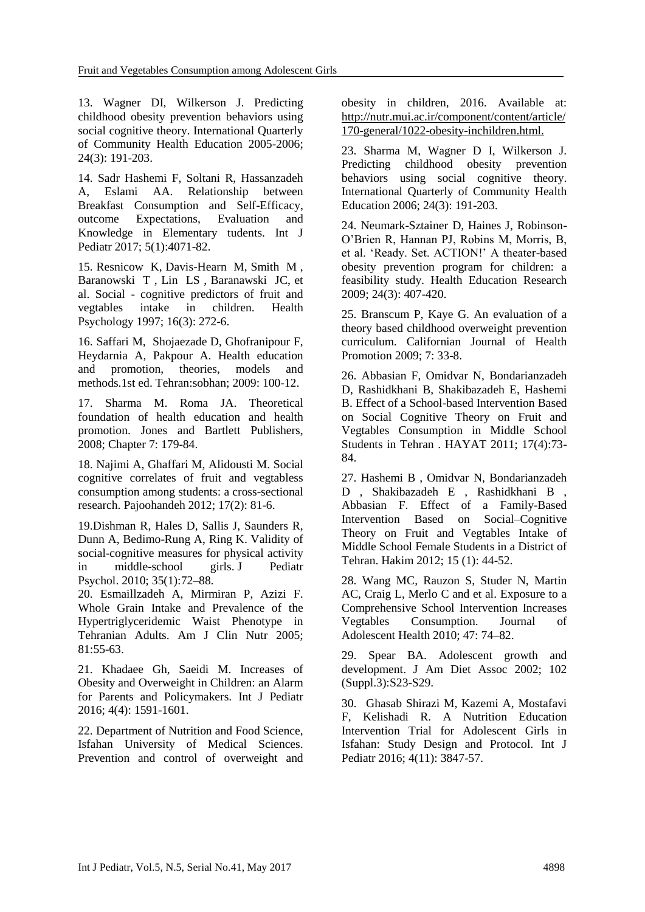13. Wagner DI, Wilkerson J. Predicting childhood obesity prevention behaviors using social cognitive theory. International Quarterly of Community Health Education 2005-2006; 24(3): 191-203.

14. Sadr Hashemi F, Soltani R, Hassanzadeh A, Eslami AA. Relationship between Breakfast Consumption and Self-Efficacy, outcome Expectations, Evaluation and Knowledge in Elementary tudents. Int J Pediatr 2017; 5(1):4071-82.

15. Resnicow K, Davis-Hearn M, Smith M , Baranowski T , Lin LS , Baranawski JC, et al. Social - cognitive predictors of fruit and vegtables intake in children. Health Psychology 1997; 16(3): 272-6.

16. Saffari M, Shojaezade D, Ghofranipour F, Heydarnia A, Pakpour A. Health education and promotion, theories, models and methods.1st ed. Tehran:sobhan; 2009: 100-12.

17. Sharma M. Roma JA. Theoretical foundation of health education and health promotion. Jones and Bartlett Publishers, 2008; Chapter 7: 179-84.

18. Najimi A, Ghaffari M, Alidousti M. Social cognitive correlates of fruit and vegtabless consumption among students: a cross-sectional research. Pajoohandeh 2012; 17(2): 81-6.

19.Dishman R, Hales D, Sallis J, Saunders R, Dunn A, Bedimo-Rung A, Ring K. Validity of social-cognitive measures for physical activity in middle-school girls. J Pediatr Psychol. 2010; 35(1):72–88.

20. Esmaillzadeh A, Mirmiran P, Azizi F. Whole Grain Intake and Prevalence of the Hypertriglyceridemic Waist Phenotype in Tehranian Adults. Am J Clin Nutr 2005; 81:55-63.

21. Khadaee Gh, Saeidi M. Increases of Obesity and Overweight in Children: an Alarm for Parents and Policymakers. Int J Pediatr 2016; 4(4): 1591-1601.

22. Department of Nutrition and Food Science, Isfahan University of Medical Sciences. Prevention and control of overweight and obesity in children, 2016. Available at: http://nutr.mui.ac.ir/component/content/article/170-general/1022-obesity-inchildren.html.

23. Sharma M, Wagner D I, Wilkerson J. Predicting childhood obesity prevention behaviors using social cognitive theory. International Quarterly of Community Health Education 2006; 24(3): 191-203.

24. Neumark-Sztainer D, Haines J, Robinson-O'Brien R, Hannan PJ, Robins M, Morris, B, et al. 'Ready. Set. ACTION!' A theater-based obesity prevention program for children: a feasibility study. Health Education Research 2009; 24(3): 407-420.

25. Branscum P, Kaye G. An evaluation of a theory based childhood overweight prevention curriculum. Californian Journal of Health Promotion 2009; 7: 33-8.

26. Abbasian F, Omidvar N, Bondarianzadeh D, Rashidkhani B, Shakibazadeh E, Hashemi B. Effect of a School-based Intervention Based on Social Cognitive Theory on Fruit and Vegtables Consumption in Middle School Students in Tehran . HAYAT 2011; 17(4):73-84.

27. Hashemi B , Omidvar N, Bondarianzadeh D , Shakibazadeh E , Rashidkhani B , Abbasian F. Effect of a Family-Based Intervention Based on Social–Cognitive Theory on Fruit and Vegtables Intake of Middle School Female Students in a District of Tehran. Hakim 2012; 15 (1): 44-52.

28. Wang MC, Rauzon S, Studer N, Martin AC, Craig L, Merlo C and et al. Exposure to a Comprehensive School Intervention Increases Vegtables Consumption. Journal of Adolescent Health 2010; 47: 74–82.

29. Spear BA. Adolescent growth and development. J Am Diet Assoc 2002; 102 (Suppl.3):S23-S29.

30. Ghasab Shirazi M, Kazemi A, Mostafavi F, Kelishadi R. A Nutrition Education Intervention Trial for Adolescent Girls in Isfahan: Study Design and Protocol. Int J Pediatr 2016; 4(11): 3847-57.